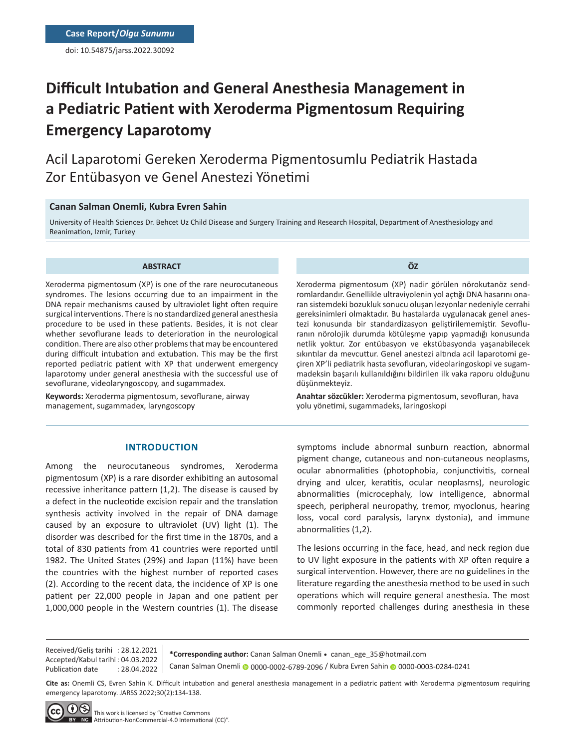Case Report/*Olgu Sunumu*

doi: 10.54875/jarss.2022.30092

# Difficult Intubation and General Anesthesia Management in a Pediatric Patient with Xeroderma Pigmentosum Requiring Emergency Laparotomy

# Acil Laparotomi Gereken Xeroderma Pigmentosumlu Pediatrik Hastada Zor Entübasyon ve Genel Anestezi Yönetimi

**Canan Salman Onemli, Kubra Evren Sahin**

University of Health Sciences Dr. Behcet Uz Child Disease and Surgery Training and Research Hospital, Department of Anesthesiology and Reanimation, Izmir, Turkey

## ABSTRACT

Xeroderma pigmentosum (XP) is one of the rare neurocutaneous syndromes. The lesions occurring due to an impairment in the DNA repair mechanisms caused by ultraviolet light often require surgical interventions. There is no standardized general anesthesia procedure to be used in these patients. Besides, it is not clear whether sevoflurane leads to deterioration in the neurological condition. There are also other problems that may be encountered during difficult intubation and extubation. This may be the first reported pediatric patient with XP that underwent emergency laparotomy under general anesthesia with the successful use of sevoflurane, videolaryngoscopy, and sugammadex.

**Keywords:** Xeroderma pigmentosum, sevoflurane, airway management, sugammadex, laryngoscopy

## ÖZ

Xeroderma pigmentosum (XP) nadir görülen nörokutanöz sendromlardandır. Genellikle ultraviyolenin yol açtığı DNA hasarını onaran sistemdeki bozukluk sonucu oluşan lezyonlar nedeniyle cerrahi gereksinimleri olmaktadır. Bu hastalarda uygulanacak genel anestezi konusunda bir standardizasyon geliştirilememiştir. Sevofluranın nörolojik durumda kötüleşme yapıp yapmadığı konusunda netlik yoktur. Zor entübasyon ve ekstübasyonda yaşanabilecek sıkıntılar da mevcuttur. Genel anestezi altında acil laparotomi geçiren XP'li pediatrik hasta sevofluran, videolaringoskopi ve sugammadeksin başarılı kullanıldığını bildirilen ilk vaka raporu olduğunu düşünmekteyiz.

**Anahtar sözcükler:** Xeroderma pigmentosum, sevofluran, hava yolu yönetimi, sugammadeks, laringoskopi

## INTRODUCTION

Among the neurocutaneous syndromes, Xeroderma pigmentosum (XP) is a rare disorder exhibiting an autosomal recessive inheritance pattern (1,2). The disease is caused by a defect in the nucleotide excision repair and the translation synthesis activity involved in the repair of DNA damage caused by an exposure to ultraviolet (UV) light (1). The disorder was described for the first time in the 1870s, and a total of 830 patients from 41 countries were reported until 1982. The United States (29%) and Japan (11%) have been the countries with the highest number of reported cases (2). According to the recent data, the incidence of XP is one patient per 22,000 people in Japan and one patient per 1,000,000 people in the Western countries (1). The disease symptoms include abnormal sunburn reaction, abnormal pigment change, cutaneous and non-cutaneous neoplasms, ocular abnormalities (photophobia, conjunctivitis, corneal drying and ulcer, keratitis, ocular neoplasms), neurologic abnormalities (microcephaly, low intelligence, abnormal speech, peripheral neuropathy, tremor, myoclonus, hearing loss, vocal cord paralysis, larynx dystonia), and immune abnormalities (1,2).

The lesions occurring in the face, head, and neck region due to UV light exposure in the patients with XP often require a surgical intervention. However, there are no guidelines in the literature regarding the anesthesia method to be used in such operations which will require general anesthesia. The most commonly reported challenges during anesthesia in these

Received/Geliş tarihi : 28.12.2021
Accepted/Kabul tarihi : 04.03.2022
Publication date : 28.04.2022

***Corresponding author:** Canan Salman Onemli • canan_ege_35@hotmail.com

Canan Salman Onemli 0000-0002-6789-2096 / Kubra Evren Sahin 0000-0003-0284-0241

**Cite as:** Onemli CS, Evren Sahin K. Difficult intubation and general anesthesia management in a pediatric patient with Xeroderma pigmentosum requiring emergency laparotomy. JARSS 2022;30(2):134-138.

This work is licensed by "Creative Commons Attribution-NonCommercial-4.0 International (CC)".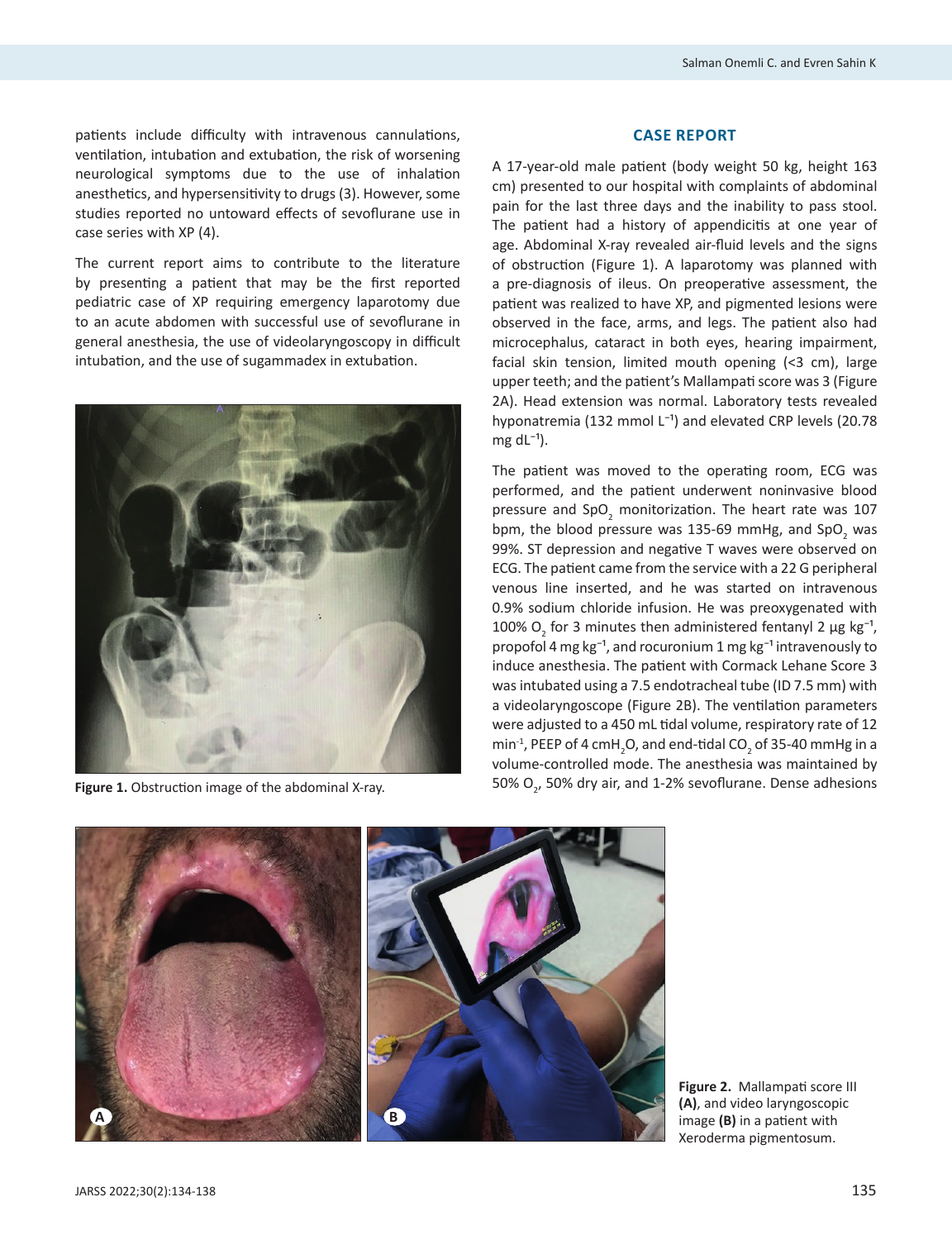patients include difficulty with intravenous cannulations, ventilation, intubation and extubation, the risk of worsening neurological symptoms due to the use of inhalation anesthetics, and hypersensitivity to drugs (3). However, some studies reported no untoward effects of sevoflurane use in case series with XP (4).

The current report aims to contribute to the literature by presenting a patient that may be the first reported pediatric case of XP requiring emergency laparotomy due to an acute abdomen with successful use of sevoflurane in general anesthesia, the use of videolaryngoscopy in difficult intubation, and the use of sugammadex in extubation.

**Figure 1.** Obstruction image of the abdominal X-ray.

## CASE REPORT

A 17-year-old male patient (body weight 50 kg, height 163 cm) presented to our hospital with complaints of abdominal pain for the last three days and the inability to pass stool. The patient had a history of appendicitis at one year of age. Abdominal X-ray revealed air-fluid levels and the signs of obstruction (Figure 1). A laparotomy was planned with a pre-diagnosis of ileus. On preoperative assessment, the patient was realized to have XP, and pigmented lesions were observed in the face, arms, and legs. The patient also had microcephalus, cataract in both eyes, hearing impairment, facial skin tension, limited mouth opening (<3 cm), large upper teeth; and the patient's Mallampati score was 3 (Figure 2A). Head extension was normal. Laboratory tests revealed hyponatremia (132 mmol $L^{-1}$) and elevated CRP levels (20.78 mg $dL^{-1}$).

The patient was moved to the operating room, ECG was performed, and the patient underwent noninvasive blood pressure and $SpO_2$ monitorization. The heart rate was 107 bpm, the blood pressure was 135-69 mmHg, and $SpO_2$ was 99%. ST depression and negative T waves were observed on ECG. The patient came from the service with a 22 G peripheral venous line inserted, and he was started on intravenous 0.9% sodium chloride infusion. He was preoxygenated with 100% $O_2$ for 3 minutes then administered fentanyl 2 µg $kg^{-1}$, propofol 4 mg $kg^{-1}$, and rocuronium 1 mg $kg^{-1}$ intravenously to induce anesthesia. The patient with Cormack Lehane Score 3 was intubated using a 7.5 endotracheal tube (ID 7.5 mm) with a videolaryngoscope (Figure 2B). The ventilation parameters were adjusted to a 450 mL tidal volume, respiratory rate of 12 $min^{-1}$, PEEP of 4 $cmH_2O$, and end-tidal $CO_2$ of 35-40 mmHg in a volume-controlled mode. The anesthesia was maintained by 50% $O_2$, 50% dry air, and 1-2% sevoflurane. Dense adhesions

**Figure 2.** Mallampati score III **(A)**, and video laryngoscopic image **(B)** in a patient with Xeroderma pigmentosum.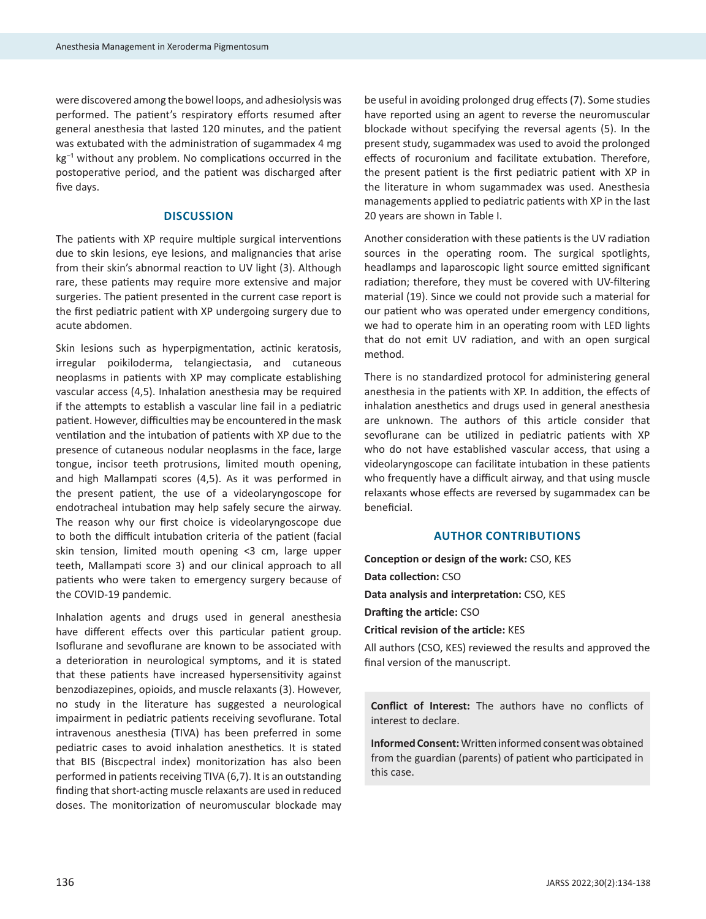were discovered among the bowel loops, and adhesiolysis was performed. The patient's respiratory efforts resumed after general anesthesia that lasted 120 minutes, and the patient was extubated with the administration of sugammadex 4 mg $kg^{-1}$ without any problem. No complications occurred in the postoperative period, and the patient was discharged after five days.

## DISCUSSION

The patients with XP require multiple surgical interventions due to skin lesions, eye lesions, and malignancies that arise from their skin's abnormal reaction to UV light (3). Although rare, these patients may require more extensive and major surgeries. The patient presented in the current case report is the first pediatric patient with XP undergoing surgery due to acute abdomen.

Skin lesions such as hyperpigmentation, actinic keratosis, irregular poikiloderma, telangiectasia, and cutaneous neoplasms in patients with XP may complicate establishing vascular access (4,5). Inhalation anesthesia may be required if the attempts to establish a vascular line fail in a pediatric patient. However, difficulties may be encountered in the mask ventilation and the intubation of patients with XP due to the presence of cutaneous nodular neoplasms in the face, large tongue, incisor teeth protrusions, limited mouth opening, and high Mallampati scores (4,5). As it was performed in the present patient, the use of a videolaryngoscope for endotracheal intubation may help safely secure the airway. The reason why our first choice is videolaryngoscope due to both the difficult intubation criteria of the patient (facial skin tension, limited mouth opening <3 cm, large upper teeth, Mallampati score 3) and our clinical approach to all patients who were taken to emergency surgery because of the COVID-19 pandemic.

Inhalation agents and drugs used in general anesthesia have different effects over this particular patient group. Isoflurane and sevoflurane are known to be associated with a deterioration in neurological symptoms, and it is stated that these patients have increased hypersensitivity against benzodiazepines, opioids, and muscle relaxants (3). However, no study in the literature has suggested a neurological impairment in pediatric patients receiving sevoflurane. Total intravenous anesthesia (TIVA) has been preferred in some pediatric cases to avoid inhalation anesthetics. It is stated that BIS (Biscpectral index) monitorization has also been performed in patients receiving TIVA (6,7). It is an outstanding finding that short-acting muscle relaxants are used in reduced doses. The monitorization of neuromuscular blockade may be useful in avoiding prolonged drug effects (7). Some studies have reported using an agent to reverse the neuromuscular blockade without specifying the reversal agents (5). In the present study, sugammadex was used to avoid the prolonged effects of rocuronium and facilitate extubation. Therefore, the present patient is the first pediatric patient with XP in the literature in whom sugammadex was used. Anesthesia managements applied to pediatric patients with XP in the last 20 years are shown in Table I.

Another consideration with these patients is the UV radiation sources in the operating room. The surgical spotlights, headlamps and laparoscopic light source emitted significant radiation; therefore, they must be covered with UV-filtering material (19). Since we could not provide such a material for our patient who was operated under emergency conditions, we had to operate him in an operating room with LED lights that do not emit UV radiation, and with an open surgical method.

There is no standardized protocol for administering general anesthesia in the patients with XP. In addition, the effects of inhalation anesthetics and drugs used in general anesthesia are unknown. The authors of this article consider that sevoflurane can be utilized in pediatric patients with XP who do not have established vascular access, that using a videolaryngoscope can facilitate intubation in these patients who frequently have a difficult airway, and that using muscle relaxants whose effects are reversed by sugammadex can be beneficial.

## AUTHOR CONTRIBUTIONS

**Conception or design of the work:** CSO, KES

**Data collection:** CSO

**Data analysis and interpretation:** CSO, KES

**Drafting the article:** CSO

**Critical revision of the article:** KES

All authors (CSO, KES) reviewed the results and approved the final version of the manuscript.

**Conflict of Interest:** The authors have no conflicts of interest to declare.

**Informed Consent:** Written informed consent was obtained from the guardian (parents) of patient who participated in this case.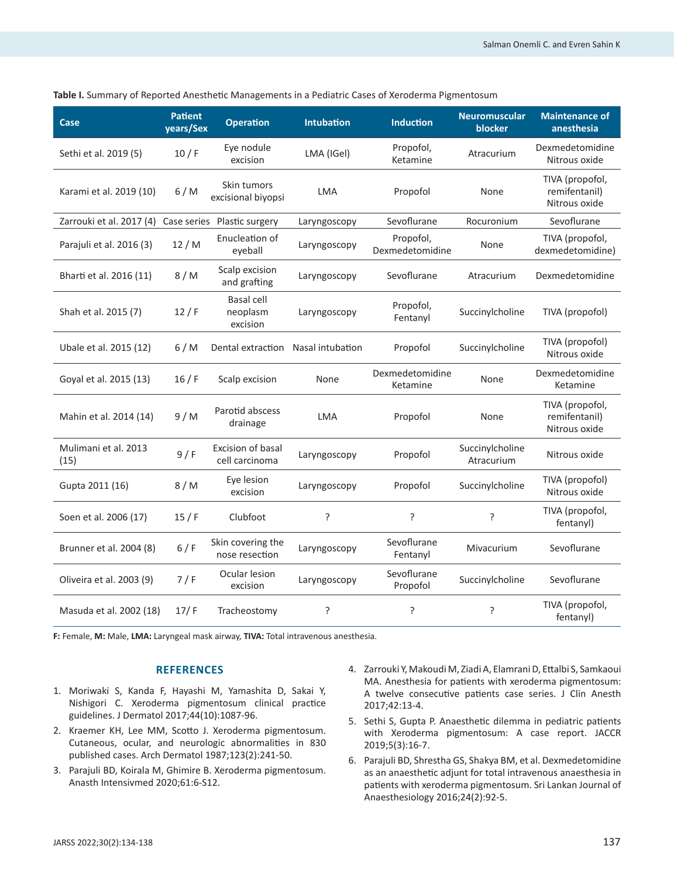**Table I.** Summary of Reported Anesthetic Managements in a Pediatric Cases of Xeroderma Pigmentosum

| Case | Patient years/Sex | Operation | Intubation | Induction | Neuromuscular blocker | Maintenance of anesthesia |
|---|---|---|---|---|---|---|
| Sethi et al. 2019 (5) | 10 / F | Eye nodule excision | LMA (IGel) | Propofol, Ketamine | Atracurium | Dexmedetomidine Nitrous oxide |
| Karami et al. 2019 (10) | 6 / M | Skin tumors excisional biyopsi | LMA | Propofol | None | TIVA (propofol, remifentanil) Nitrous oxide |
| Zarrouki et al. 2017 (4) | Case series | Plastic surgery | Laryngoscopy | Sevoflurane | Rocuronium | Sevoflurane |
| Parajuli et al. 2016 (3) | 12 / M | Enucleation of eyeball | Laryngoscopy | Propofol, Dexmedetomidine | None | TIVA (propofol, dexmedetomidine) |
| Bharti et al. 2016 (11) | 8 / M | Scalp excision and grafting | Laryngoscopy | Sevoflurane | Atracurium | Dexmedetomidine |
| Shah et al. 2015 (7) | 12 / F | Basal cell neoplasm excision | Laryngoscopy | Propofol, Fentanyl | Succinylcholine | TIVA (propofol) |
| Ubale et al. 2015 (12) | 6 / M | Dental extraction | Nasal intubation | Propofol | Succinylcholine | TIVA (propofol) Nitrous oxide |
| Goyal et al. 2015 (13) | 16 / F | Scalp excision | None | Dexmedetomidine Ketamine | None | Dexmedetomidine Ketamine |
| Mahin et al. 2014 (14) | 9 / M | Parotid abscess drainage | LMA | Propofol | None | TIVA (propofol, remifentanil) Nitrous oxide |
| Mulimani et al. 2013 (15) | 9 / F | Excision of basal cell carcinoma | Laryngoscopy | Propofol | Succinylcholine Atracurium | Nitrous oxide |
| Gupta 2011 (16) | 8 / M | Eye lesion excision | Laryngoscopy | Propofol | Succinylcholine | TIVA (propofol) Nitrous oxide |
| Soen et al. 2006 (17) | 15 / F | Clubfoot | ? | ? | ? | TIVA (propofol, fentanyl) |
| Brunner et al. 2004 (8) | 6 / F | Skin covering the nose resection | Laryngoscopy | Sevoflurane Fentanyl | Mivacurium | Sevoflurane |
| Oliveira et al. 2003 (9) | 7 / F | Ocular lesion excision | Laryngoscopy | Sevoflurane Propofol | Succinylcholine | Sevoflurane |
| Masuda et al. 2002 (18) | 17/ F | Tracheostomy | ? | ? | ? | TIVA (propofol, fentanyl) |

**F:** Female, **M:** Male, **LMA:** Laryngeal mask airway, **TIVA:** Total intravenous anesthesia.

## REFERENCES

1. Moriwaki S, Kanda F, Hayashi M, Yamashita D, Sakai Y, Nishigori C. Xeroderma pigmentosum clinical practice guidelines. J Dermatol 2017;44(10):1087-96.
2. Kraemer KH, Lee MM, Scotto J. Xeroderma pigmentosum. Cutaneous, ocular, and neurologic abnormalities in 830 published cases. Arch Dermatol 1987;123(2):241-50.
3. Parajuli BD, Koirala M, Ghimire B. Xeroderma pigmentosum. Anasth Intensivmed 2020;61:6-S12.
4. Zarrouki Y, Makoudi M, Ziadi A, Elamrani D, Ettalbi S, Samkaoui MA. Anesthesia for patients with xeroderma pigmentosum: A twelve consecutive patients case series. J Clin Anesth 2017;42:13-4.
5. Sethi S, Gupta P. Anaesthetic dilemma in pediatric patients with Xeroderma pigmentosum: A case report. JACCR 2019;5(3):16-7.
6. Parajuli BD, Shrestha GS, Shakya BM, et al. Dexmedetomidine as an anaesthetic adjunt for total intravenous anaesthesia in patients with xeroderma pigmentosum. Sri Lankan Journal of Anaesthesiology 2016;24(2):92-5.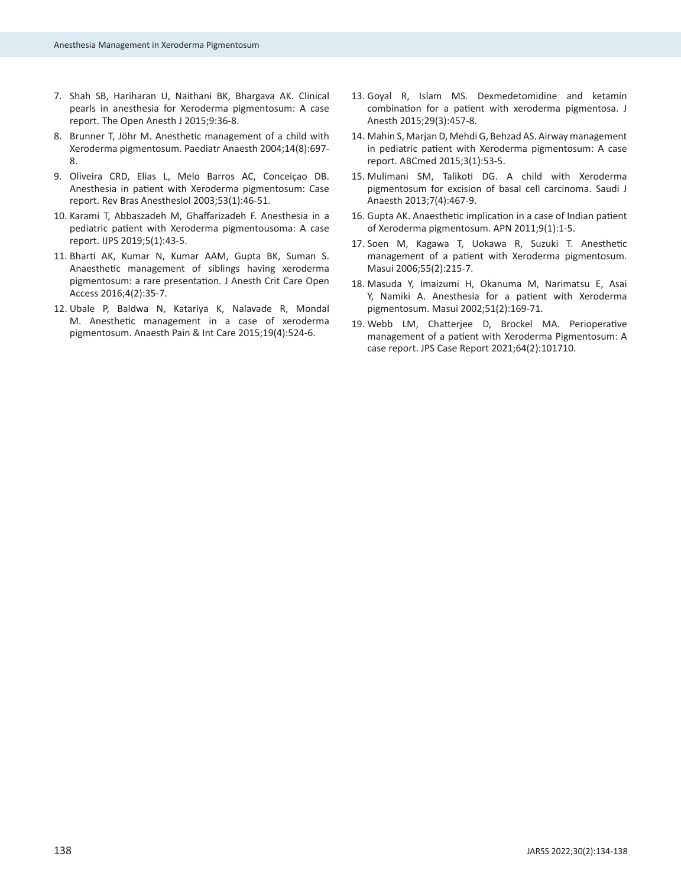7. Shah SB, Hariharan U, Naithani BK, Bhargava AK. Clinical pearls in anesthesia for Xeroderma pigmentosum: A case report. The Open Anesth J 2015;9:36-8.
8. Brunner T, Jöhr M. Anesthetic management of a child with Xeroderma pigmentosum. Paediatr Anaesth 2004;14(8):697-8.
9. Oliveira CRD, Elias L, Melo Barros AC, Conceiçao DB. Anesthesia in patient with Xeroderma pigmentosum: Case report. Rev Bras Anesthesiol 2003;53(1):46-51.
10. Karami T, Abbaszadeh M, Ghaffarizadeh F. Anesthesia in a pediatric patient with Xeroderma pigmentousoma: A case report. IJPS 2019;5(1):43-5.
11. Bharti AK, Kumar N, Kumar AAM, Gupta BK, Suman S. Anaesthetic management of siblings having xeroderma pigmentosum: a rare presentation. J Anesth Crit Care Open Access 2016;4(2):35-7.
12. Ubale P, Baldwa N, Katariya K, Nalavade R, Mondal M. Anesthetic management in a case of xeroderma pigmentosum. Anaesth Pain & Int Care 2015;19(4):524-6.
13. Goyal R, Islam MS. Dexmedetomidine and ketamin combination for a patient with xeroderma pigmentosa. J Anesth 2015;29(3):457-8.
14. Mahin S, Marjan D, Mehdi G, Behzad AS. Airway management in pediatric patient with Xeroderma pigmentosum: A case report. ABCmed 2015;3(1):53-5.
15. Mulimani SM, Talikoti DG. A child with Xeroderma pigmentosum for excision of basal cell carcinoma. Saudi J Anaesth 2013;7(4):467-9.
16. Gupta AK. Anaesthetic implication in a case of Indian patient of Xeroderma pigmentosum. APN 2011;9(1):1-5.
17. Soen M, Kagawa T, Uokawa R, Suzuki T. Anesthetic management of a patient with Xeroderma pigmentosum. Masui 2006;55(2):215-7.
18. Masuda Y, Imaizumi H, Okanuma M, Narimatsu E, Asai Y, Namiki A. Anesthesia for a patient with Xeroderma pigmentosum. Masui 2002;51(2):169-71.
19. Webb LM, Chatterjee D, Brockel MA. Perioperative management of a patient with Xeroderma Pigmentosum: A case report. JPS Case Report 2021;64(2):101710.